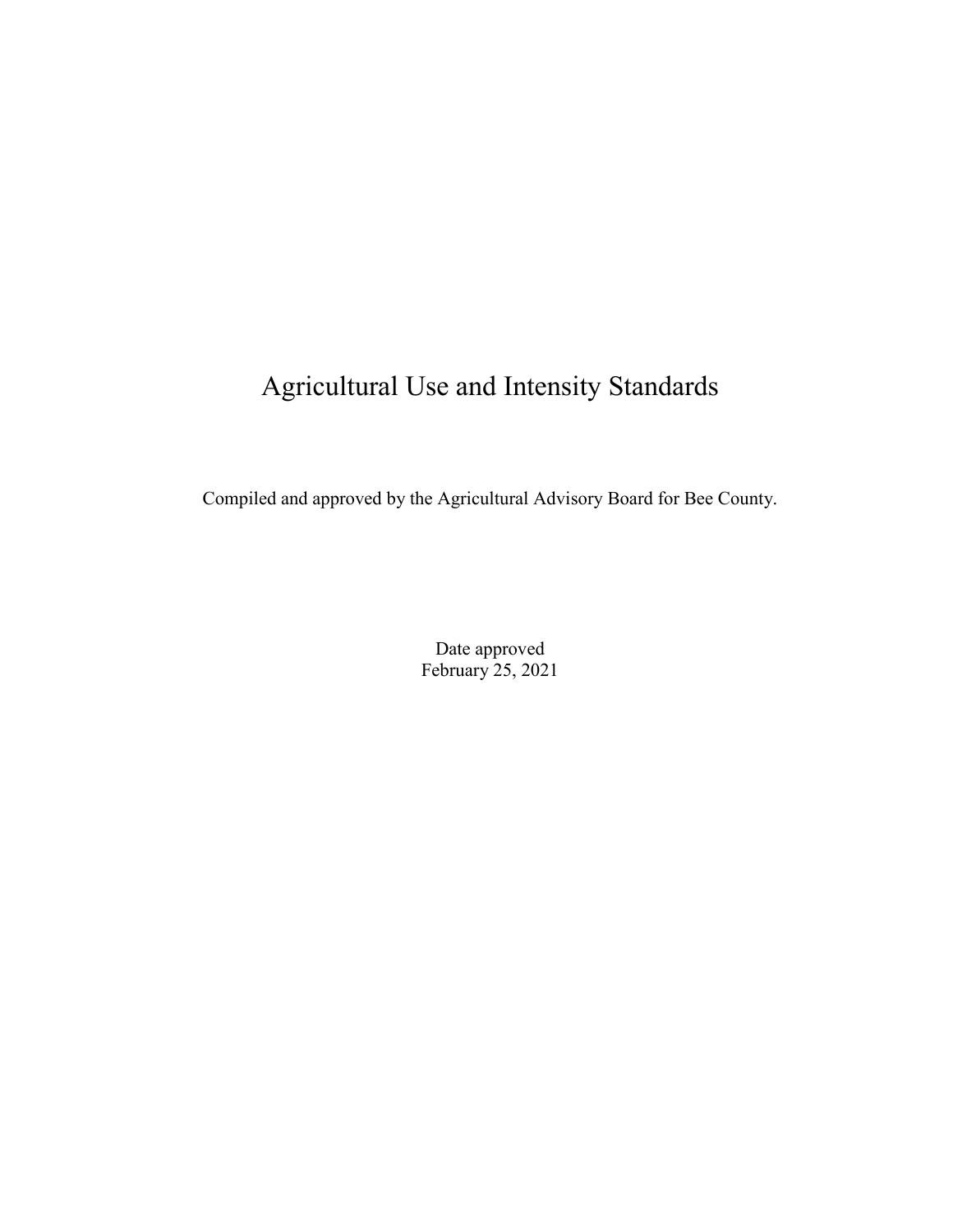# Agricultural Use and Intensity Standards

Compiled and approved by the Agricultural Advisory Board for Bee County.

Date approved
February 25, 2021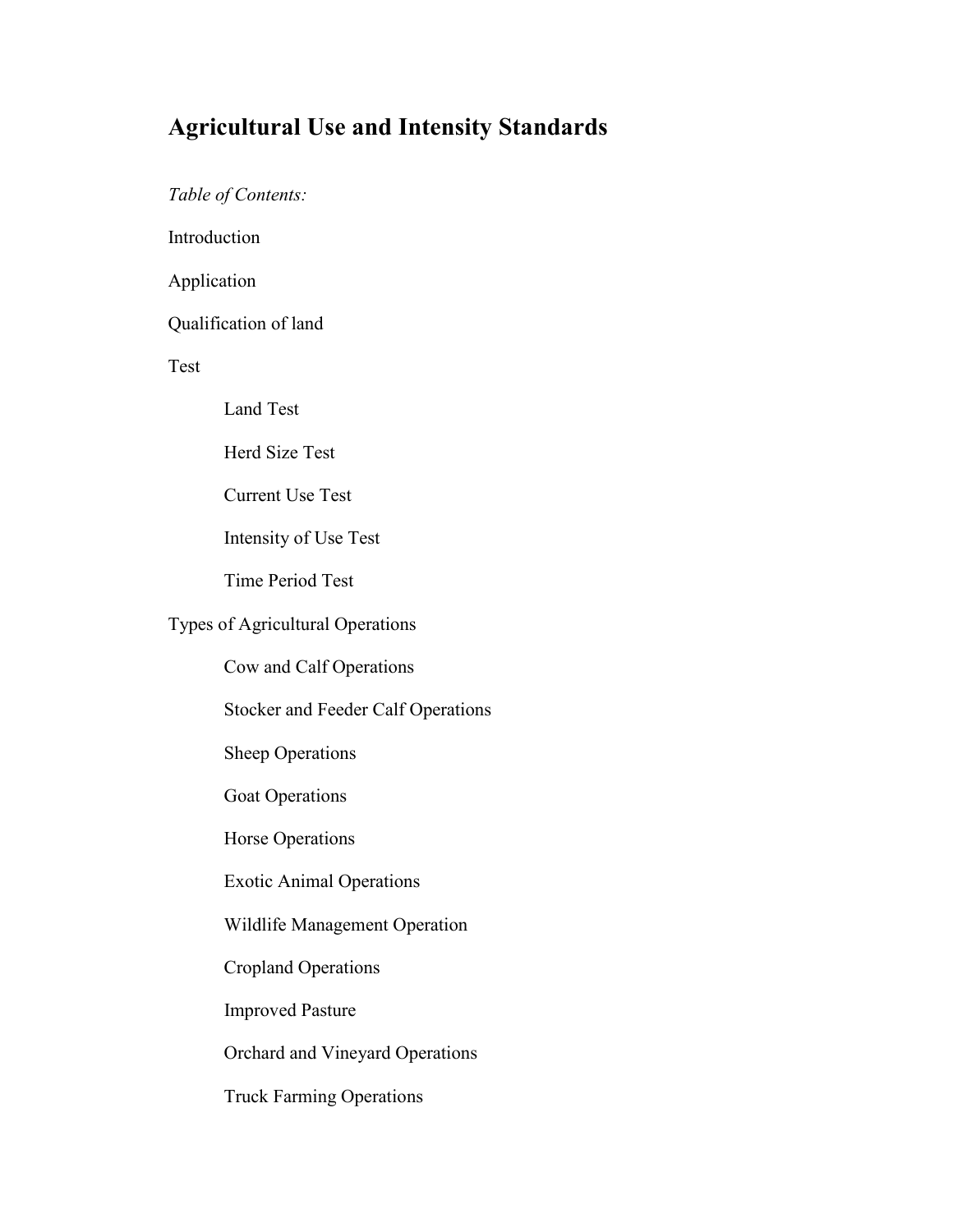# Agricultural Use and Intensity Standards

*Table of Contents:*

Introduction

Application

Qualification of land

Test

- Land Test
- Herd Size Test
- Current Use Test
- Intensity of Use Test
- Time Period Test

Types of Agricultural Operations

- Cow and Calf Operations
- Stocker and Feeder Calf Operations
- Sheep Operations
- Goat Operations
- Horse Operations
- Exotic Animal Operations
- Wildlife Management Operation
- Cropland Operations
- Improved Pasture
- Orchard and Vineyard Operations
- Truck Farming Operations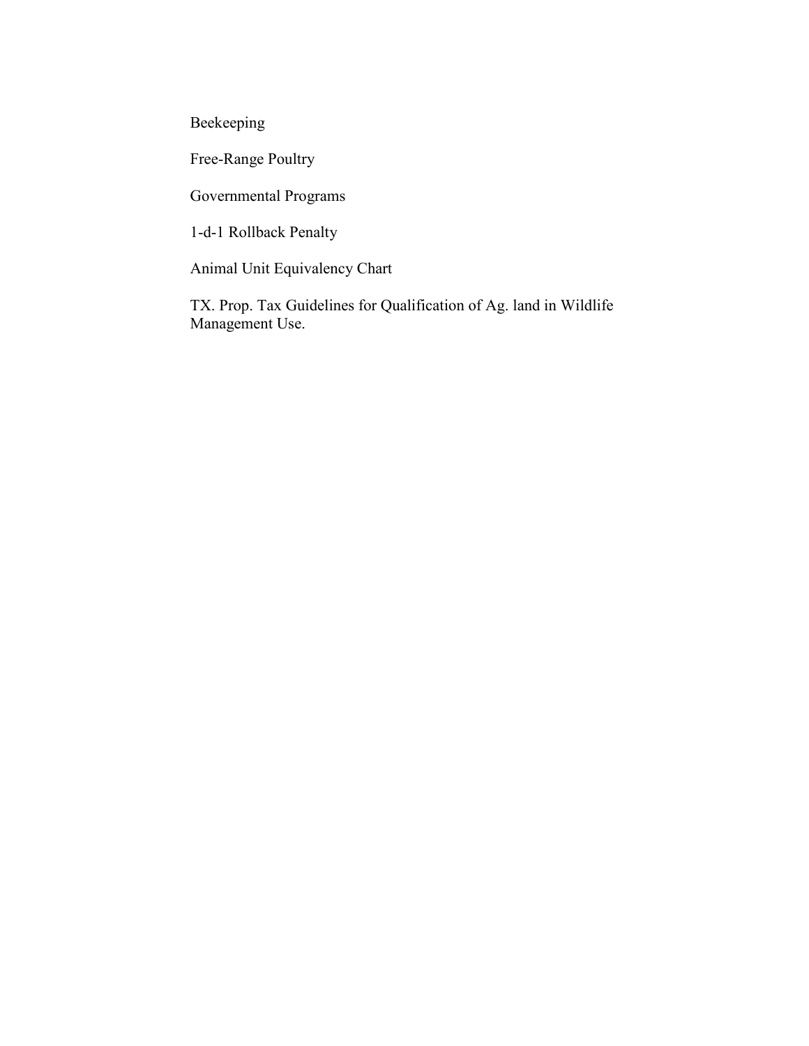Beekeeping

Free-Range Poultry

Governmental Programs

1-d-1 Rollback Penalty

Animal Unit Equivalency Chart

TX. Prop. Tax Guidelines for Qualification of Ag. land in Wildlife Management Use.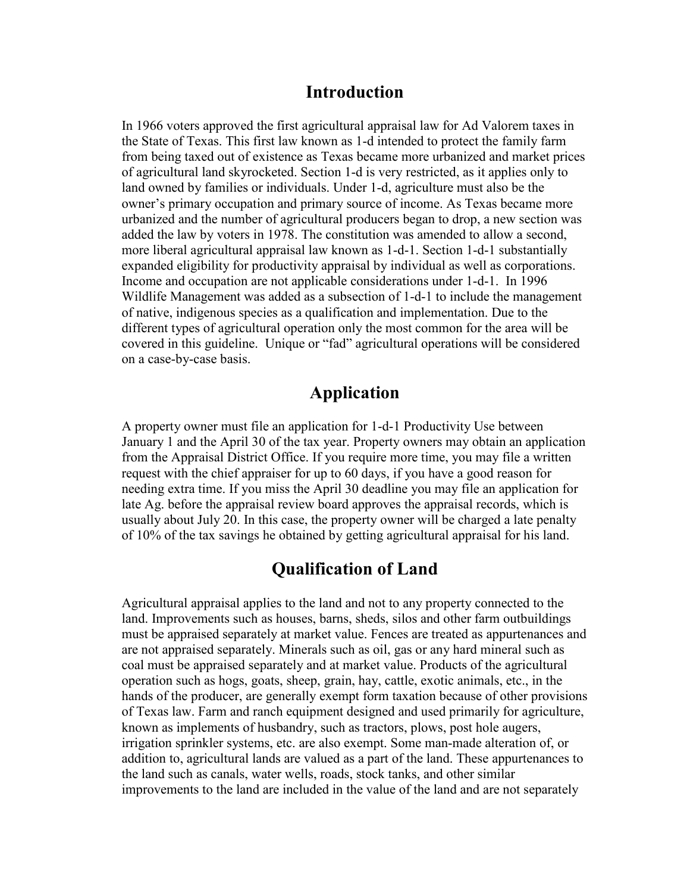## Introduction

In 1966 voters approved the first agricultural appraisal law for Ad Valorem taxes in the State of Texas. This first law known as 1-d intended to protect the family farm from being taxed out of existence as Texas became more urbanized and market prices of agricultural land skyrocketed. Section 1-d is very restricted, as it applies only to land owned by families or individuals. Under 1-d, agriculture must also be the owner's primary occupation and primary source of income. As Texas became more urbanized and the number of agricultural producers began to drop, a new section was added the law by voters in 1978. The constitution was amended to allow a second, more liberal agricultural appraisal law known as 1-d-1. Section 1-d-1 substantially expanded eligibility for productivity appraisal by individual as well as corporations. Income and occupation are not applicable considerations under 1-d-1. In 1996 Wildlife Management was added as a subsection of 1-d-1 to include the management of native, indigenous species as a qualification and implementation. Due to the different types of agricultural operation only the most common for the area will be covered in this guideline. Unique or "fad" agricultural operations will be considered on a case-by-case basis.

## Application

A property owner must file an application for 1-d-1 Productivity Use between January 1 and the April 30 of the tax year. Property owners may obtain an application from the Appraisal District Office. If you require more time, you may file a written request with the chief appraiser for up to 60 days, if you have a good reason for needing extra time. If you miss the April 30 deadline you may file an application for late Ag. before the appraisal review board approves the appraisal records, which is usually about July 20. In this case, the property owner will be charged a late penalty of 10% of the tax savings he obtained by getting agricultural appraisal for his land.

## Qualification of Land

Agricultural appraisal applies to the land and not to any property connected to the land. Improvements such as houses, barns, sheds, silos and other farm outbuildings must be appraised separately at market value. Fences are treated as appurtenances and are not appraised separately. Minerals such as oil, gas or any hard mineral such as coal must be appraised separately and at market value. Products of the agricultural operation such as hogs, goats, sheep, grain, hay, cattle, exotic animals, etc., in the hands of the producer, are generally exempt form taxation because of other provisions of Texas law. Farm and ranch equipment designed and used primarily for agriculture, known as implements of husbandry, such as tractors, plows, post hole augers, irrigation sprinkler systems, etc. are also exempt. Some man-made alteration of, or addition to, agricultural lands are valued as a part of the land. These appurtenances to the land such as canals, water wells, roads, stock tanks, and other similar improvements to the land are included in the value of the land and are not separately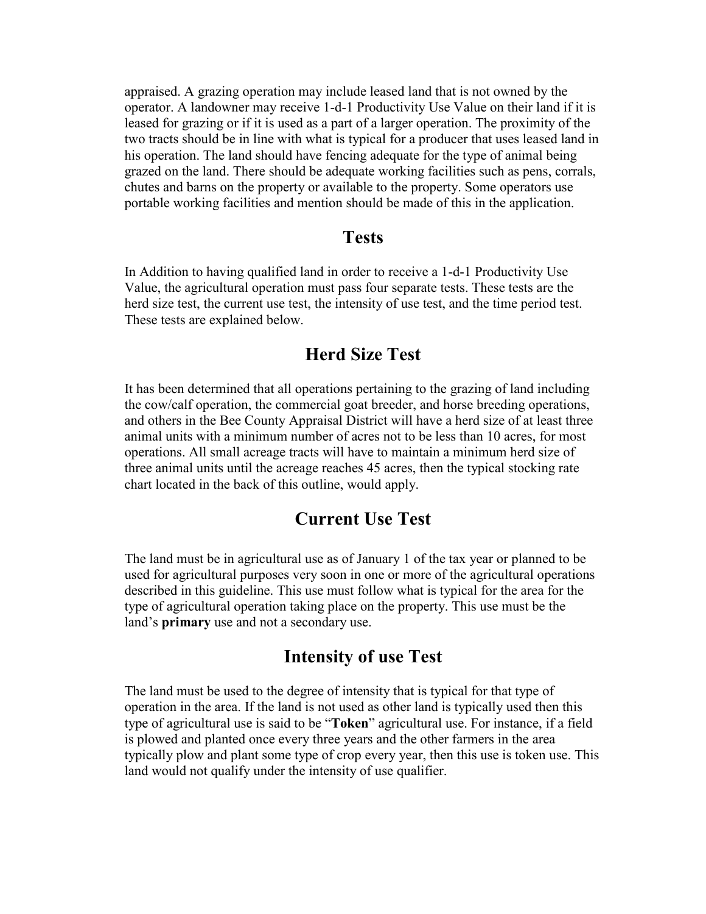appraised. A grazing operation may include leased land that is not owned by the operator. A landowner may receive 1-d-1 Productivity Use Value on their land if it is leased for grazing or if it is used as a part of a larger operation. The proximity of the two tracts should be in line with what is typical for a producer that uses leased land in his operation. The land should have fencing adequate for the type of animal being grazed on the land. There should be adequate working facilities such as pens, corrals, chutes and barns on the property or available to the property. Some operators use portable working facilities and mention should be made of this in the application.

## Tests

In Addition to having qualified land in order to receive a 1-d-1 Productivity Use Value, the agricultural operation must pass four separate tests. These tests are the herd size test, the current use test, the intensity of use test, and the time period test. These tests are explained below.

## Herd Size Test

It has been determined that all operations pertaining to the grazing of land including the cow/calf operation, the commercial goat breeder, and horse breeding operations, and others in the Bee County Appraisal District will have a herd size of at least three animal units with a minimum number of acres not to be less than 10 acres, for most operations. All small acreage tracts will have to maintain a minimum herd size of three animal units until the acreage reaches 45 acres, then the typical stocking rate chart located in the back of this outline, would apply.

## Current Use Test

The land must be in agricultural use as of January 1 of the tax year or planned to be used for agricultural purposes very soon in one or more of the agricultural operations described in this guideline. This use must follow what is typical for the area for the type of agricultural operation taking place on the property. This use must be the land's **primary** use and not a secondary use.

## Intensity of use Test

The land must be used to the degree of intensity that is typical for that type of operation in the area. If the land is not used as other land is typically used then this type of agricultural use is said to be "**Token**" agricultural use. For instance, if a field is plowed and planted once every three years and the other farmers in the area typically plow and plant some type of crop every year, then this use is token use. This land would not qualify under the intensity of use qualifier.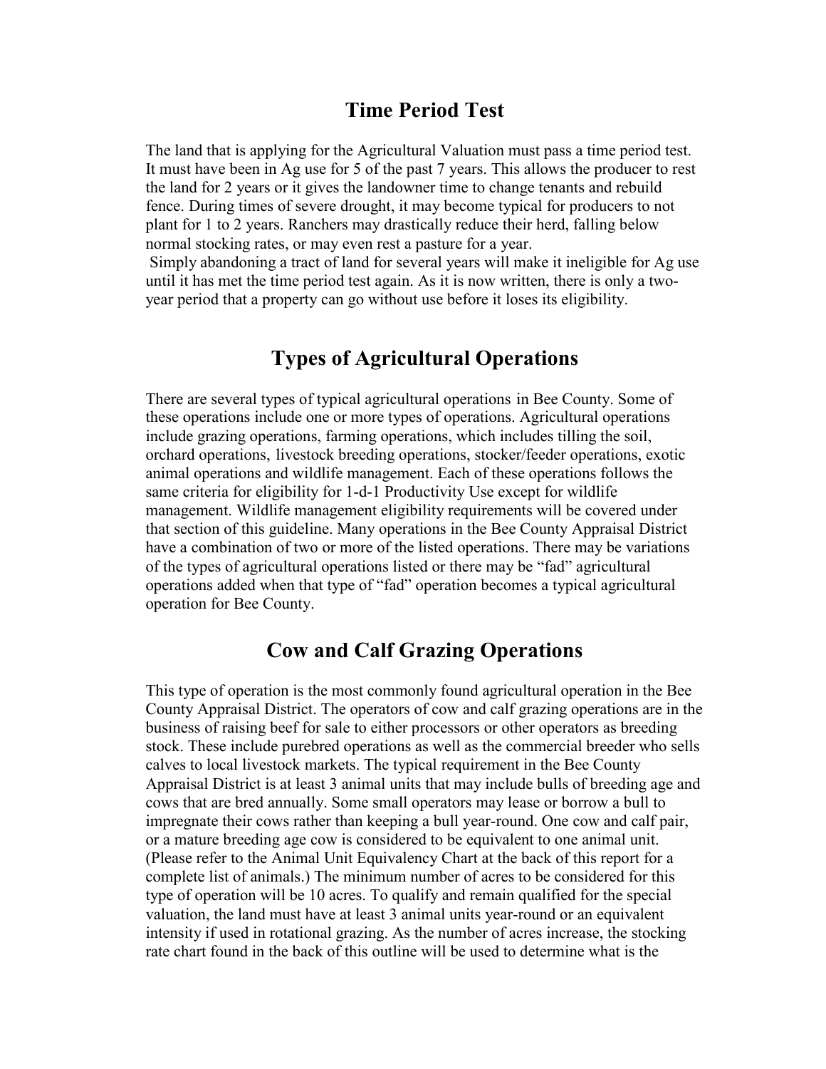## Time Period Test

The land that is applying for the Agricultural Valuation must pass a time period test. It must have been in Ag use for 5 of the past 7 years. This allows the producer to rest the land for 2 years or it gives the landowner time to change tenants and rebuild fence. During times of severe drought, it may become typical for producers to not plant for 1 to 2 years. Ranchers may drastically reduce their herd, falling below normal stocking rates, or may even rest a pasture for a year.

Simply abandoning a tract of land for several years will make it ineligible for Ag use until it has met the time period test again. As it is now written, there is only a two-year period that a property can go without use before it loses its eligibility.

## Types of Agricultural Operations

There are several types of typical agricultural operations in Bee County. Some of these operations include one or more types of operations. Agricultural operations include grazing operations, farming operations, which includes tilling the soil, orchard operations, livestock breeding operations, stocker/feeder operations, exotic animal operations and wildlife management. Each of these operations follows the same criteria for eligibility for 1-d-1 Productivity Use except for wildlife management. Wildlife management eligibility requirements will be covered under that section of this guideline. Many operations in the Bee County Appraisal District have a combination of two or more of the listed operations. There may be variations of the types of agricultural operations listed or there may be "fad" agricultural operations added when that type of "fad" operation becomes a typical agricultural operation for Bee County.

## Cow and Calf Grazing Operations

This type of operation is the most commonly found agricultural operation in the Bee County Appraisal District. The operators of cow and calf grazing operations are in the business of raising beef for sale to either processors or other operators as breeding stock. These include purebred operations as well as the commercial breeder who sells calves to local livestock markets. The typical requirement in the Bee County Appraisal District is at least 3 animal units that may include bulls of breeding age and cows that are bred annually. Some small operators may lease or borrow a bull to impregnate their cows rather than keeping a bull year-round. One cow and calf pair, or a mature breeding age cow is considered to be equivalent to one animal unit. (Please refer to the Animal Unit Equivalency Chart at the back of this report for a complete list of animals.) The minimum number of acres to be considered for this type of operation will be 10 acres. To qualify and remain qualified for the special valuation, the land must have at least 3 animal units year-round or an equivalent intensity if used in rotational grazing. As the number of acres increase, the stocking rate chart found in the back of this outline will be used to determine what is the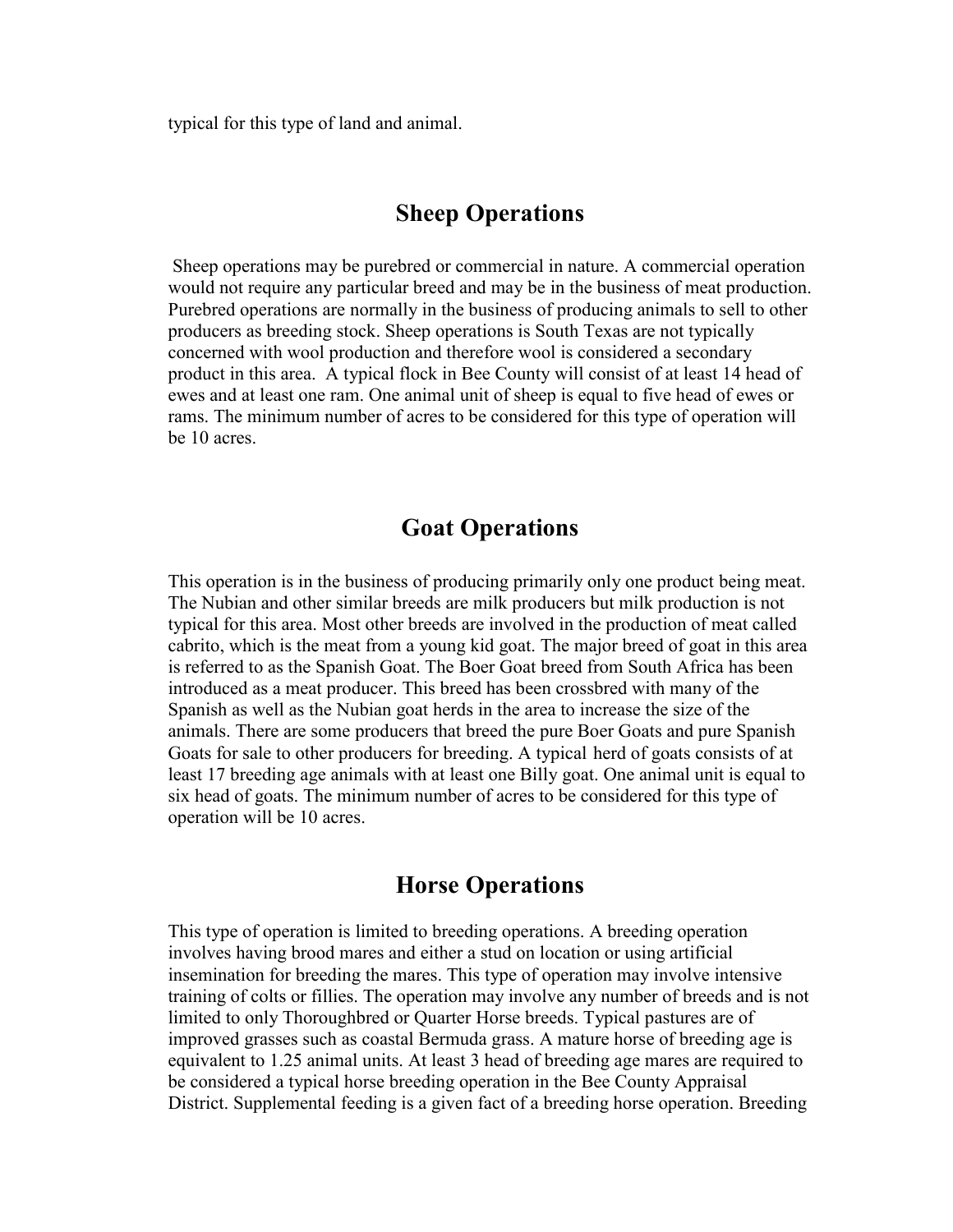typical for this type of land and animal.

## Sheep Operations

Sheep operations may be purebred or commercial in nature. A commercial operation would not require any particular breed and may be in the business of meat production. Purebred operations are normally in the business of producing animals to sell to other producers as breeding stock. Sheep operations is South Texas are not typically concerned with wool production and therefore wool is considered a secondary product in this area. A typical flock in Bee County will consist of at least 14 head of ewes and at least one ram. One animal unit of sheep is equal to five head of ewes or rams. The minimum number of acres to be considered for this type of operation will be 10 acres.

## Goat Operations

This operation is in the business of producing primarily only one product being meat. The Nubian and other similar breeds are milk producers but milk production is not typical for this area. Most other breeds are involved in the production of meat called cabrito, which is the meat from a young kid goat. The major breed of goat in this area is referred to as the Spanish Goat. The Boer Goat breed from South Africa has been introduced as a meat producer. This breed has been crossbred with many of the Spanish as well as the Nubian goat herds in the area to increase the size of the animals. There are some producers that breed the pure Boer Goats and pure Spanish Goats for sale to other producers for breeding. A typical herd of goats consists of at least 17 breeding age animals with at least one Billy goat. One animal unit is equal to six head of goats. The minimum number of acres to be considered for this type of operation will be 10 acres.

## Horse Operations

This type of operation is limited to breeding operations. A breeding operation involves having brood mares and either a stud on location or using artificial insemination for breeding the mares. This type of operation may involve intensive training of colts or fillies. The operation may involve any number of breeds and is not limited to only Thoroughbred or Quarter Horse breeds. Typical pastures are of improved grasses such as coastal Bermuda grass. A mature horse of breeding age is equivalent to 1.25 animal units. At least 3 head of breeding age mares are required to be considered a typical horse breeding operation in the Bee County Appraisal District. Supplemental feeding is a given fact of a breeding horse operation. Breeding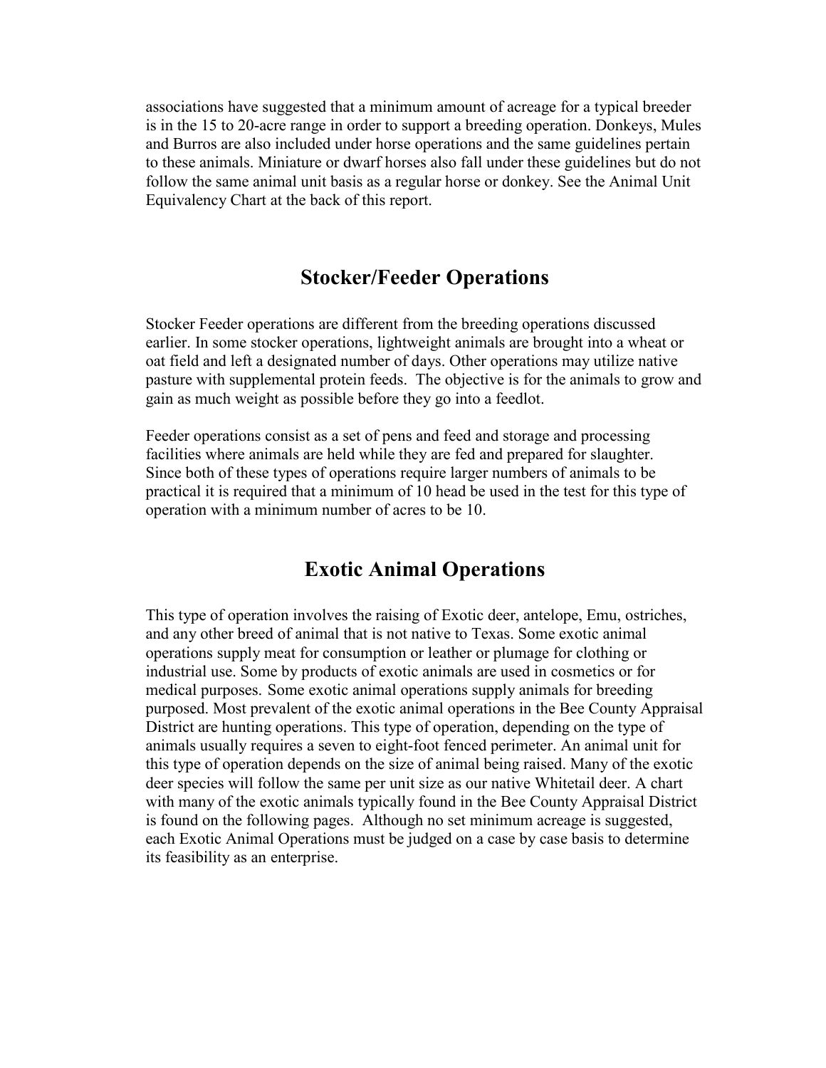associations have suggested that a minimum amount of acreage for a typical breeder is in the 15 to 20-acre range in order to support a breeding operation. Donkeys, Mules and Burros are also included under horse operations and the same guidelines pertain to these animals. Miniature or dwarf horses also fall under these guidelines but do not follow the same animal unit basis as a regular horse or donkey. See the Animal Unit Equivalency Chart at the back of this report.

## Stocker/Feeder Operations

Stocker Feeder operations are different from the breeding operations discussed earlier. In some stocker operations, lightweight animals are brought into a wheat or oat field and left a designated number of days. Other operations may utilize native pasture with supplemental protein feeds. The objective is for the animals to grow and gain as much weight as possible before they go into a feedlot.

Feeder operations consist as a set of pens and feed and storage and processing facilities where animals are held while they are fed and prepared for slaughter. Since both of these types of operations require larger numbers of animals to be practical it is required that a minimum of 10 head be used in the test for this type of operation with a minimum number of acres to be 10.

## Exotic Animal Operations

This type of operation involves the raising of Exotic deer, antelope, Emu, ostriches, and any other breed of animal that is not native to Texas. Some exotic animal operations supply meat for consumption or leather or plumage for clothing or industrial use. Some by products of exotic animals are used in cosmetics or for medical purposes. Some exotic animal operations supply animals for breeding purposed. Most prevalent of the exotic animal operations in the Bee County Appraisal District are hunting operations. This type of operation, depending on the type of animals usually requires a seven to eight-foot fenced perimeter. An animal unit for this type of operation depends on the size of animal being raised. Many of the exotic deer species will follow the same per unit size as our native Whitetail deer. A chart with many of the exotic animals typically found in the Bee County Appraisal District is found on the following pages. Although no set minimum acreage is suggested, each Exotic Animal Operations must be judged on a case by case basis to determine its feasibility as an enterprise.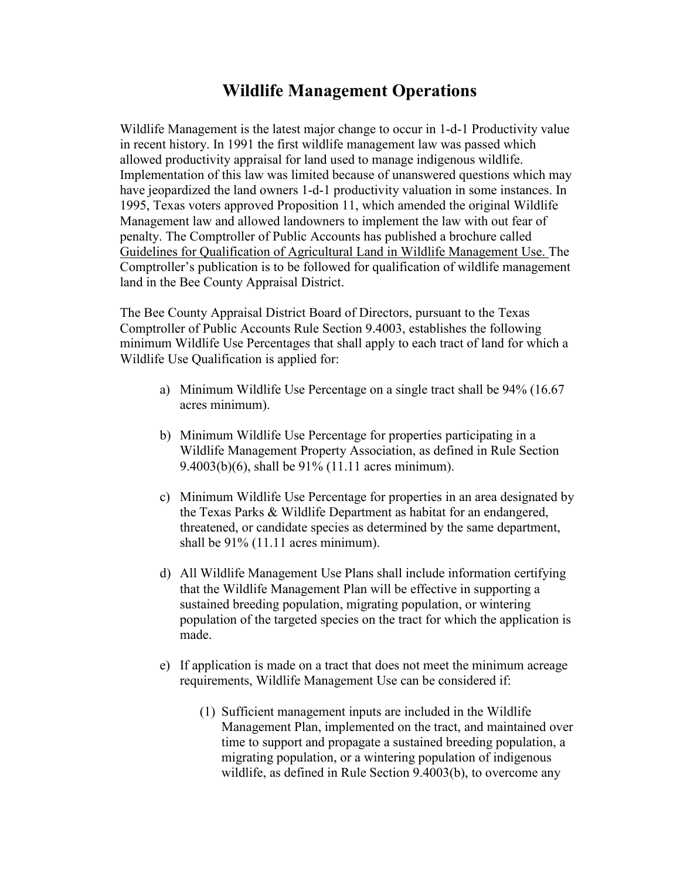# Wildlife Management Operations

Wildlife Management is the latest major change to occur in 1-d-1 Productivity value in recent history. In 1991 the first wildlife management law was passed which allowed productivity appraisal for land used to manage indigenous wildlife. Implementation of this law was limited because of unanswered questions which may have jeopardized the land owners 1-d-1 productivity valuation in some instances. In 1995, Texas voters approved Proposition 11, which amended the original Wildlife Management law and allowed landowners to implement the law with out fear of penalty. The Comptroller of Public Accounts has published a brochure called <u>Guidelines for Qualification of Agricultural Land in Wildlife Management Use.</u> The Comptroller's publication is to be followed for qualification of wildlife management land in the Bee County Appraisal District.

The Bee County Appraisal District Board of Directors, pursuant to the Texas Comptroller of Public Accounts Rule Section 9.4003, establishes the following minimum Wildlife Use Percentages that shall apply to each tract of land for which a Wildlife Use Qualification is applied for:

a) Minimum Wildlife Use Percentage on a single tract shall be 94% (16.67 acres minimum).

b) Minimum Wildlife Use Percentage for properties participating in a Wildlife Management Property Association, as defined in Rule Section 9.4003(b)(6), shall be 91% (11.11 acres minimum).

c) Minimum Wildlife Use Percentage for properties in an area designated by the Texas Parks & Wildlife Department as habitat for an endangered, threatened, or candidate species as determined by the same department, shall be 91% (11.11 acres minimum).

d) All Wildlife Management Use Plans shall include information certifying that the Wildlife Management Plan will be effective in supporting a sustained breeding population, migrating population, or wintering population of the targeted species on the tract for which the application is made.

e) If application is made on a tract that does not meet the minimum acreage requirements, Wildlife Management Use can be considered if:

    (1) Sufficient management inputs are included in the Wildlife Management Plan, implemented on the tract, and maintained over time to support and propagate a sustained breeding population, a migrating population, or a wintering population of indigenous wildlife, as defined in Rule Section 9.4003(b), to overcome any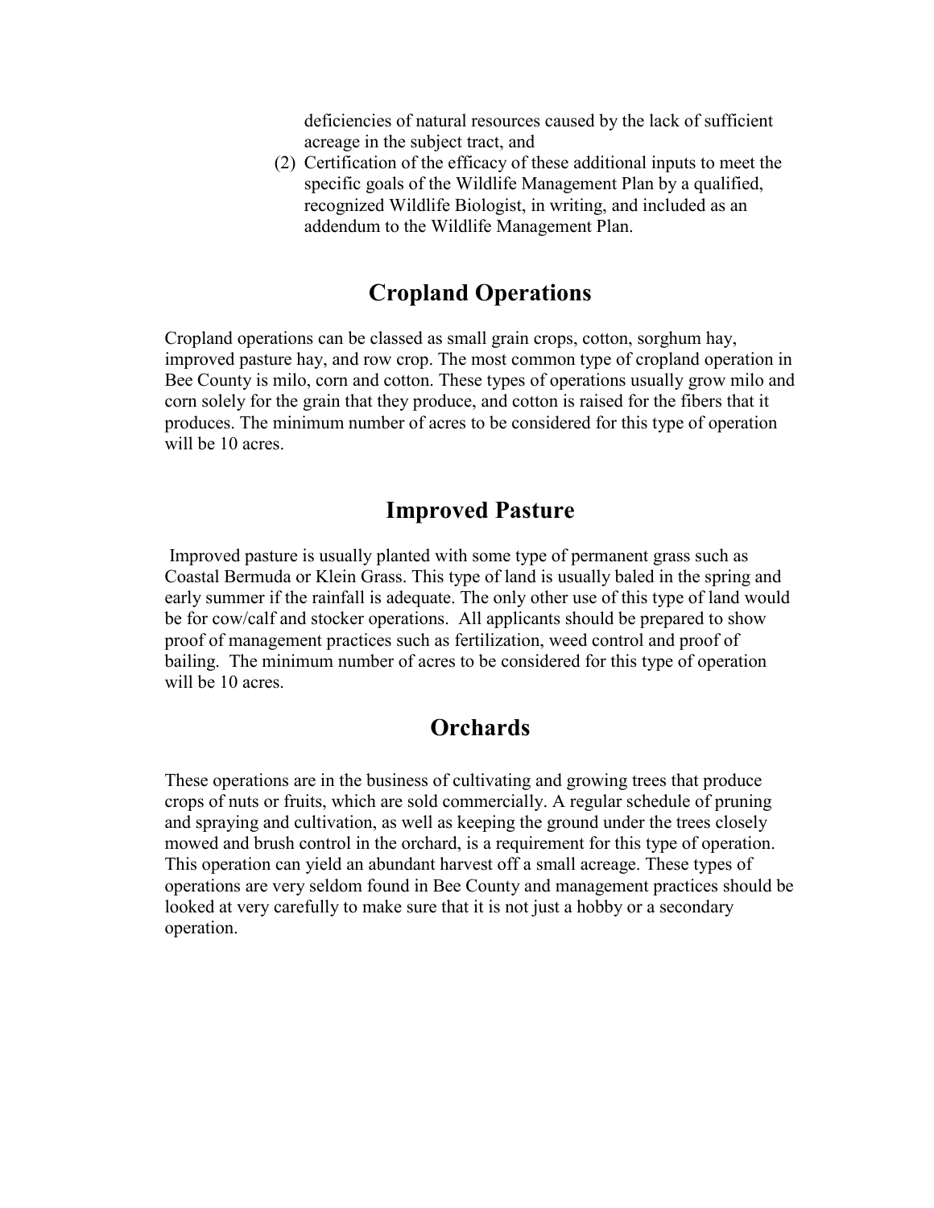deficiencies of natural resources caused by the lack of sufficient acreage in the subject tract, and

(2) Certification of the efficacy of these additional inputs to meet the specific goals of the Wildlife Management Plan by a qualified, recognized Wildlife Biologist, in writing, and included as an addendum to the Wildlife Management Plan.

## Cropland Operations

Cropland operations can be classed as small grain crops, cotton, sorghum hay, improved pasture hay, and row crop. The most common type of cropland operation in Bee County is milo, corn and cotton. These types of operations usually grow milo and corn solely for the grain that they produce, and cotton is raised for the fibers that it produces. The minimum number of acres to be considered for this type of operation will be 10 acres.

## Improved Pasture

Improved pasture is usually planted with some type of permanent grass such as Coastal Bermuda or Klein Grass. This type of land is usually baled in the spring and early summer if the rainfall is adequate. The only other use of this type of land would be for cow/calf and stocker operations. All applicants should be prepared to show proof of management practices such as fertilization, weed control and proof of bailing. The minimum number of acres to be considered for this type of operation will be 10 acres.

## Orchards

These operations are in the business of cultivating and growing trees that produce crops of nuts or fruits, which are sold commercially. A regular schedule of pruning and spraying and cultivation, as well as keeping the ground under the trees closely mowed and brush control in the orchard, is a requirement for this type of operation. This operation can yield an abundant harvest off a small acreage. These types of operations are very seldom found in Bee County and management practices should be looked at very carefully to make sure that it is not just a hobby or a secondary operation.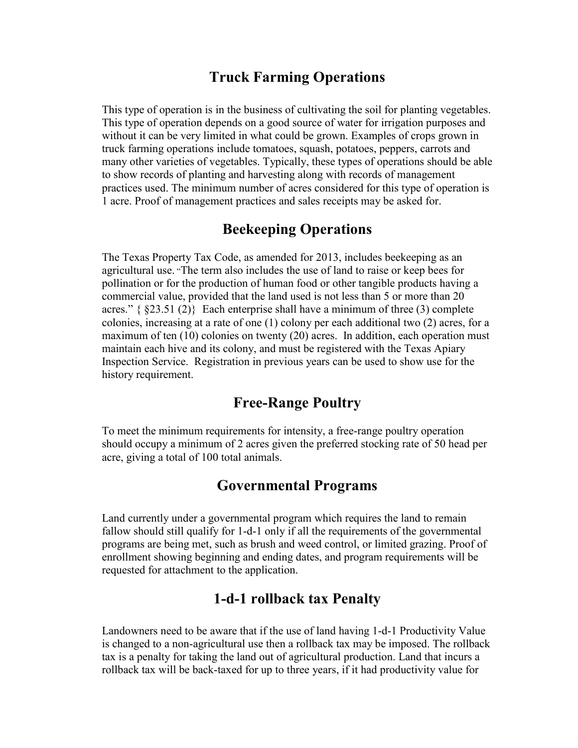## Truck Farming Operations

This type of operation is in the business of cultivating the soil for planting vegetables. This type of operation depends on a good source of water for irrigation purposes and without it can be very limited in what could be grown. Examples of crops grown in truck farming operations include tomatoes, squash, potatoes, peppers, carrots and many other varieties of vegetables. Typically, these types of operations should be able to show records of planting and harvesting along with records of management practices used. The minimum number of acres considered for this type of operation is 1 acre. Proof of management practices and sales receipts may be asked for.

## Beekeeping Operations

The Texas Property Tax Code, as amended for 2013, includes beekeeping as an agricultural use. "The term also includes the use of land to raise or keep bees for pollination or for the production of human food or other tangible products having a commercial value, provided that the land used is not less than 5 or more than 20 acres." { §23.51 (2)} Each enterprise shall have a minimum of three (3) complete colonies, increasing at a rate of one (1) colony per each additional two (2) acres, for a maximum of ten (10) colonies on twenty (20) acres. In addition, each operation must maintain each hive and its colony, and must be registered with the Texas Apiary Inspection Service. Registration in previous years can be used to show use for the history requirement.

## Free-Range Poultry

To meet the minimum requirements for intensity, a free-range poultry operation should occupy a minimum of 2 acres given the preferred stocking rate of 50 head per acre, giving a total of 100 total animals.

## Governmental Programs

Land currently under a governmental program which requires the land to remain fallow should still qualify for 1-d-1 only if all the requirements of the governmental programs are being met, such as brush and weed control, or limited grazing. Proof of enrollment showing beginning and ending dates, and program requirements will be requested for attachment to the application.

## 1-d-1 rollback tax Penalty

Landowners need to be aware that if the use of land having 1-d-1 Productivity Value is changed to a non-agricultural use then a rollback tax may be imposed. The rollback tax is a penalty for taking the land out of agricultural production. Land that incurs a rollback tax will be back-taxed for up to three years, if it had productivity value for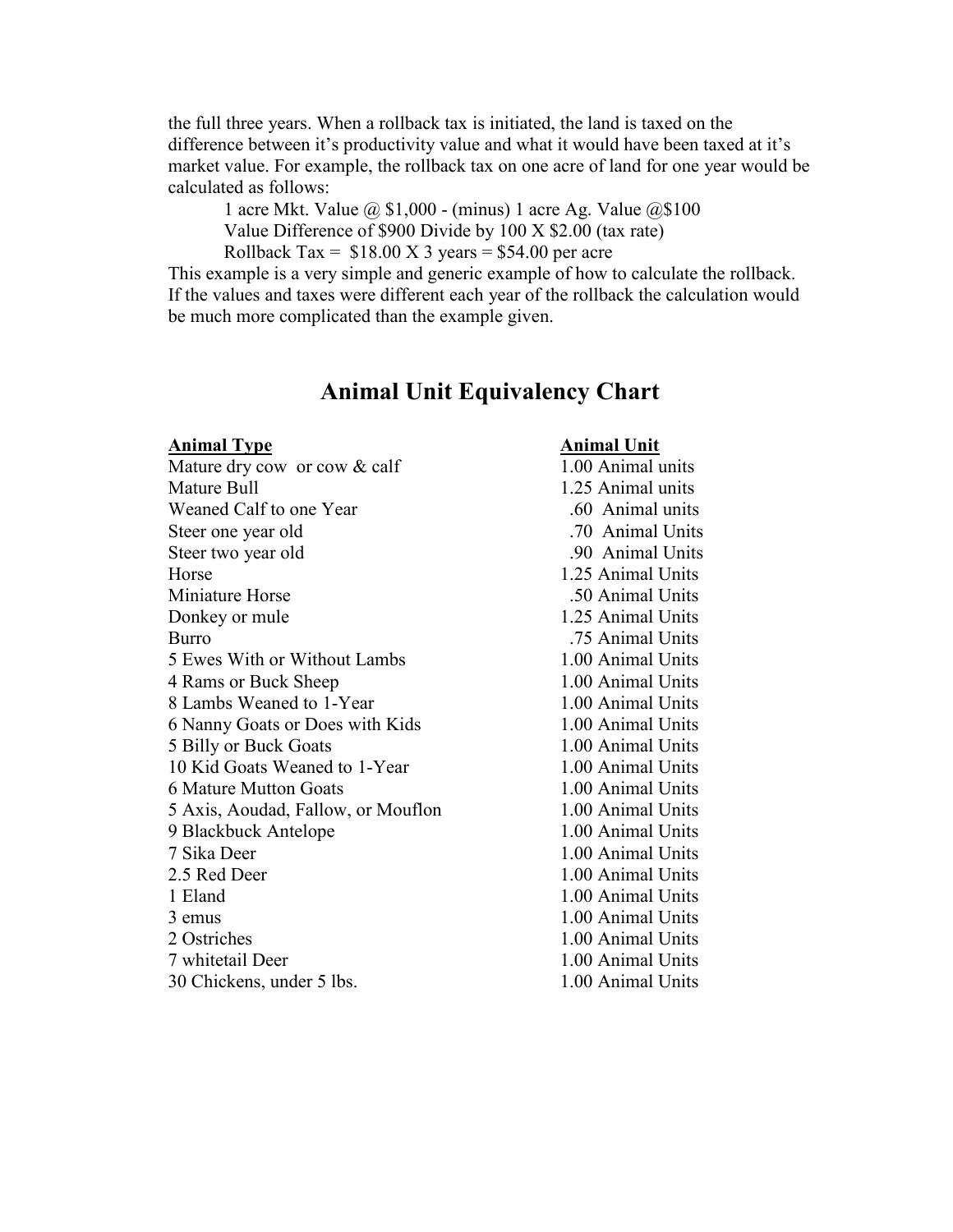the full three years. When a rollback tax is initiated, the land is taxed on the difference between it's productivity value and what it would have been taxed at it's market value. For example, the rollback tax on one acre of land for one year would be calculated as follows:

> 1 acre Mkt. Value @ $1,000 - (minus) 1 acre Ag. Value @$100
> Value Difference of $900 Divide by 100 X $2.00 (tax rate)
> Rollback Tax = $18.00 X 3 years = $54.00 per acre

This example is a very simple and generic example of how to calculate the rollback. If the values and taxes were different each year of the rollback the calculation would be much more complicated than the example given.

## Animal Unit Equivalency Chart

| Animal Type | Animal Unit |
|---|---|
| Mature dry cow or cow & calf | 1.00 Animal units |
| Mature Bull | 1.25 Animal units |
| Weaned Calf to one Year | .60 Animal units |
| Steer one year old | .70 Animal Units |
| Steer two year old | .90 Animal Units |
| Horse | 1.25 Animal Units |
| Miniature Horse | .50 Animal Units |
| Donkey or mule | 1.25 Animal Units |
| Burro | .75 Animal Units |
| 5 Ewes With or Without Lambs | 1.00 Animal Units |
| 4 Rams or Buck Sheep | 1.00 Animal Units |
| 8 Lambs Weaned to 1-Year | 1.00 Animal Units |
| 6 Nanny Goats or Does with Kids | 1.00 Animal Units |
| 5 Billy or Buck Goats | 1.00 Animal Units |
| 10 Kid Goats Weaned to 1-Year | 1.00 Animal Units |
| 6 Mature Mutton Goats | 1.00 Animal Units |
| 5 Axis, Aoudad, Fallow, or Mouflon | 1.00 Animal Units |
| 9 Blackbuck Antelope | 1.00 Animal Units |
| 7 Sika Deer | 1.00 Animal Units |
| 2.5 Red Deer | 1.00 Animal Units |
| 1 Eland | 1.00 Animal Units |
| 3 emus | 1.00 Animal Units |
| 2 Ostriches | 1.00 Animal Units |
| 7 whitetail Deer | 1.00 Animal Units |
| 30 Chickens, under 5 lbs. | 1.00 Animal Units |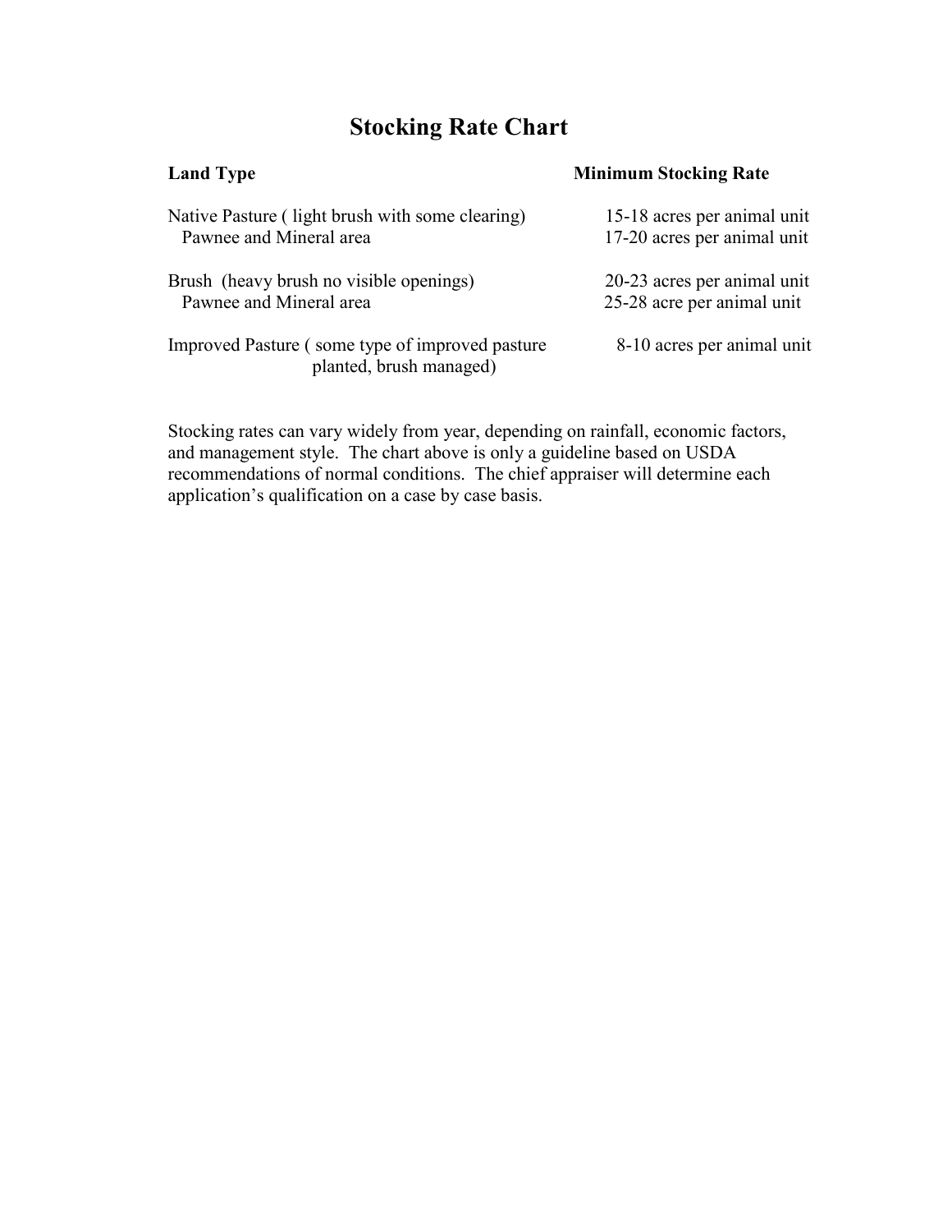# Stocking Rate Chart

| Land Type | Minimum Stocking Rate |
| --- | --- |
| Native Pasture ( light brush with some clearing) | 15-18 acres per animal unit |
| Pawnee and Mineral area | 17-20 acres per animal unit |
| Brush (heavy brush no visible openings) | 20-23 acres per animal unit |
| Pawnee and Mineral area | 25-28 acre per animal unit |
| Improved Pasture ( some type of improved pasture planted, brush managed) | 8-10 acres per animal unit |

Stocking rates can vary widely from year, depending on rainfall, economic factors, and management style. The chart above is only a guideline based on USDA recommendations of normal conditions. The chief appraiser will determine each application's qualification on a case by case basis.